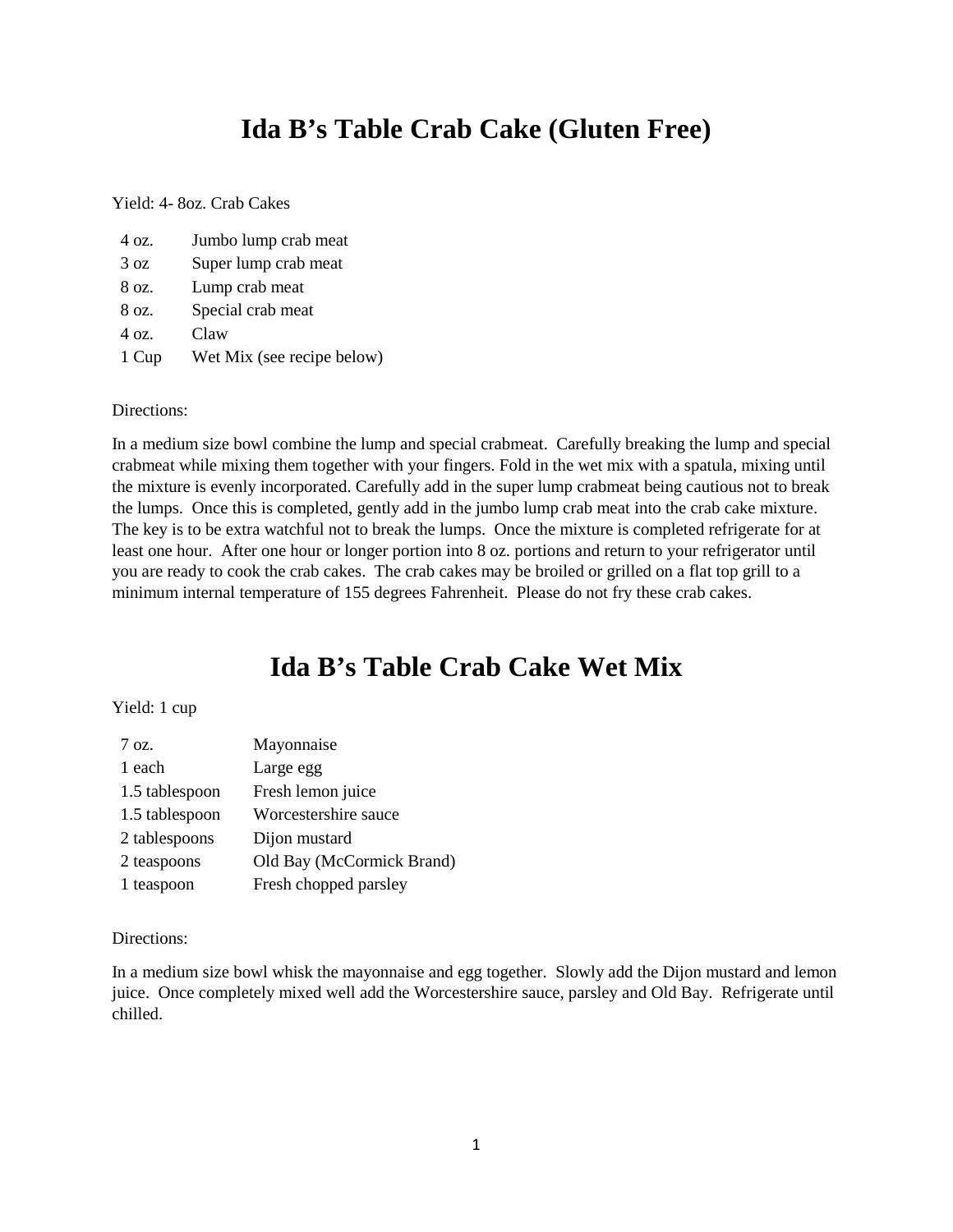# Ida B's Table Crab Cake (Gluten Free)

Yield: 4- 8oz. Crab Cakes

| | |
|---|---|
| 4 oz. | Jumbo lump crab meat |
| 3 oz | Super lump crab meat |
| 8 oz. | Lump crab meat |
| 8 oz. | Special crab meat |
| 4 oz. | Claw |
| 1 Cup | Wet Mix (see recipe below) |

Directions:

In a medium size bowl combine the lump and special crabmeat. Carefully breaking the lump and special crabmeat while mixing them together with your fingers. Fold in the wet mix with a spatula, mixing until the mixture is evenly incorporated. Carefully add in the super lump crabmeat being cautious not to break the lumps. Once this is completed, gently add in the jumbo lump crab meat into the crab cake mixture. The key is to be extra watchful not to break the lumps. Once the mixture is completed refrigerate for at least one hour. After one hour or longer portion into 8 oz. portions and return to your refrigerator until you are ready to cook the crab cakes. The crab cakes may be broiled or grilled on a flat top grill to a minimum internal temperature of 155 degrees Fahrenheit. Please do not fry these crab cakes.

# Ida B's Table Crab Cake Wet Mix

Yield: 1 cup

| | |
|---|---|
| 7 oz. | Mayonnaise |
| 1 each | Large egg |
| 1.5 tablespoon | Fresh lemon juice |
| 1.5 tablespoon | Worcestershire sauce |
| 2 tablespoons | Dijon mustard |
| 2 teaspoons | Old Bay (McCormick Brand) |
| 1 teaspoon | Fresh chopped parsley |

Directions:

In a medium size bowl whisk the mayonnaise and egg together. Slowly add the Dijon mustard and lemon juice. Once completely mixed well add the Worcestershire sauce, parsley and Old Bay. Refrigerate until chilled.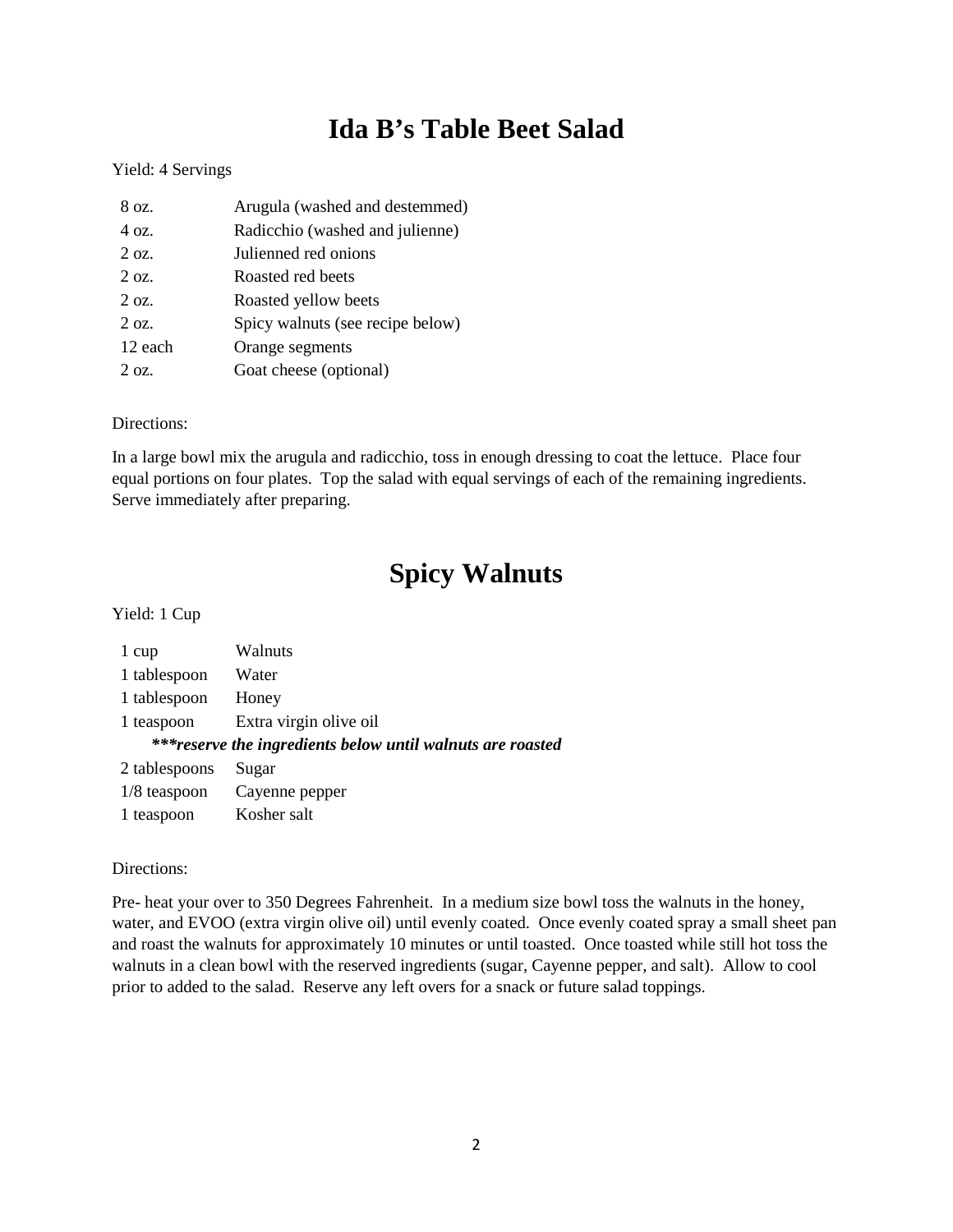# Ida B's Table Beet Salad

Yield: 4 Servings

| | |
|---|---|
| 8 oz. | Arugula (washed and destemmed) |
| 4 oz. | Radicchio (washed and julienne) |
| 2 oz. | Julienned red onions |
| 2 oz. | Roasted red beets |
| 2 oz. | Roasted yellow beets |
| 2 oz. | Spicy walnuts (see recipe below) |
| 12 each | Orange segments |
| 2 oz. | Goat cheese (optional) |

Directions:

In a large bowl mix the arugula and radicchio, toss in enough dressing to coat the lettuce. Place four equal portions on four plates. Top the salad with equal servings of each of the remaining ingredients. Serve immediately after preparing.

# Spicy Walnuts

Yield: 1 Cup

| | |
|---|---|
| 1 cup | Walnuts |
| 1 tablespoon | Water |
| 1 tablespoon | Honey |
| 1 teaspoon | Extra virgin olive oil |
| ***\*\*\*reserve the ingredients below until walnuts are roasted*** | |
| 2 tablespoons | Sugar |
| 1/8 teaspoon | Cayenne pepper |
| 1 teaspoon | Kosher salt |

Directions:

Pre- heat your over to 350 Degrees Fahrenheit. In a medium size bowl toss the walnuts in the honey, water, and EVOO (extra virgin olive oil) until evenly coated. Once evenly coated spray a small sheet pan and roast the walnuts for approximately 10 minutes or until toasted. Once toasted while still hot toss the walnuts in a clean bowl with the reserved ingredients (sugar, Cayenne pepper, and salt). Allow to cool prior to added to the salad. Reserve any left overs for a snack or future salad toppings.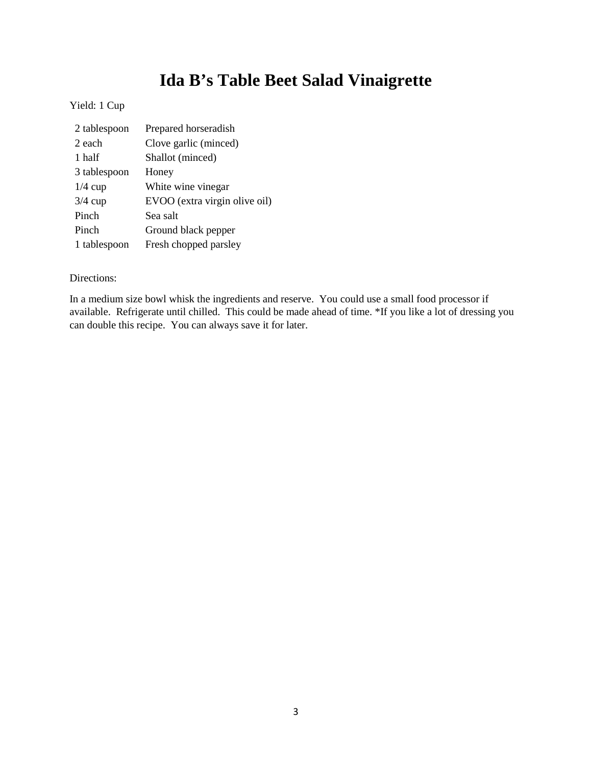# Ida B's Table Beet Salad Vinaigrette

Yield: 1 Cup

| | |
|---|---|
| 2 tablespoon | Prepared horseradish |
| 2 each | Clove garlic (minced) |
| 1 half | Shallot (minced) |
| 3 tablespoon | Honey |
| 1/4 cup | White wine vinegar |
| 3/4 cup | EVOO (extra virgin olive oil) |
| Pinch | Sea salt |
| Pinch | Ground black pepper |
| 1 tablespoon | Fresh chopped parsley |

Directions:

In a medium size bowl whisk the ingredients and reserve. You could use a small food processor if available. Refrigerate until chilled. This could be made ahead of time. *If you like a lot of dressing you can double this recipe. You can always save it for later.